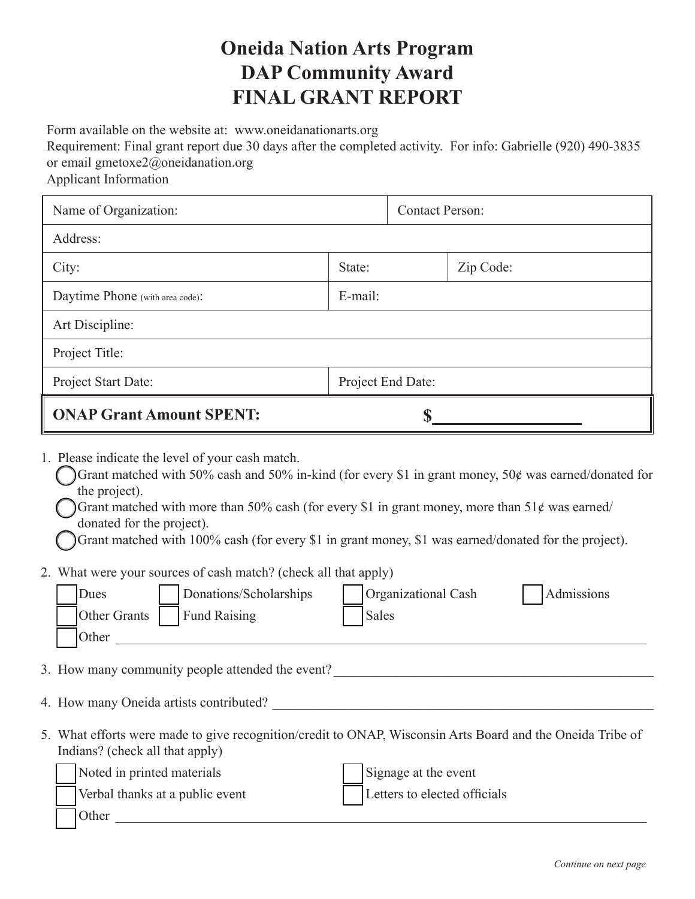# Oneida Nation Arts Program
# DAP Community Award
# FINAL GRANT REPORT

Form available on the website at: www.oneidanationarts.org
Requirement: Final grant report due 30 days after the completed activity. For info: Gabrielle (920) 490-3835 or email gmetoxe2@oneidanation.org
Applicant Information

| | | |
|---|---|---|
| Name of Organization: | | Contact Person: |
| Address: | | |
| City: | State: | Zip Code: |
| Daytime Phone (with area code): | E-mail: | |
| Art Discipline: | | |
| Project Title: | | |
| Project Start Date: | Project End Date: | |
| **ONAP Grant Amount SPENT:** | **$**__________________ | |

1. Please indicate the level of your cash match.
   - ◯ Grant matched with 50% cash and 50% in-kind (for every $1 in grant money, 50¢ was earned/donated for the project).
   - ◯ Grant matched with more than 50% cash (for every $1 in grant money, more than 51¢ was earned/ donated for the project).
   - ◯ Grant matched with 100% cash (for every $1 in grant money, $1 was earned/donated for the project).

2. What were your sources of cash match? (check all that apply)
   - ☐ Dues
   - ☐ Donations/Scholarships
   - ☐ Organizational Cash
   - ☐ Admissions
   - ☐ Other Grants
   - ☐ Fund Raising
   - ☐ Sales
   - ☐ Other ______________________________________________________________

3. How many community people attended the event? ________________________________

4. How many Oneida artists contributed? ________________________________________

5. What efforts were made to give recognition/credit to ONAP, Wisconsin Arts Board and the Oneida Tribe of Indians? (check all that apply)
   - ☐ Noted in printed materials
   - ☐ Signage at the event
   - ☐ Verbal thanks at a public event
   - ☐ Letters to elected officials
   - ☐ Other ______________________________________________________________

*Continue on next page*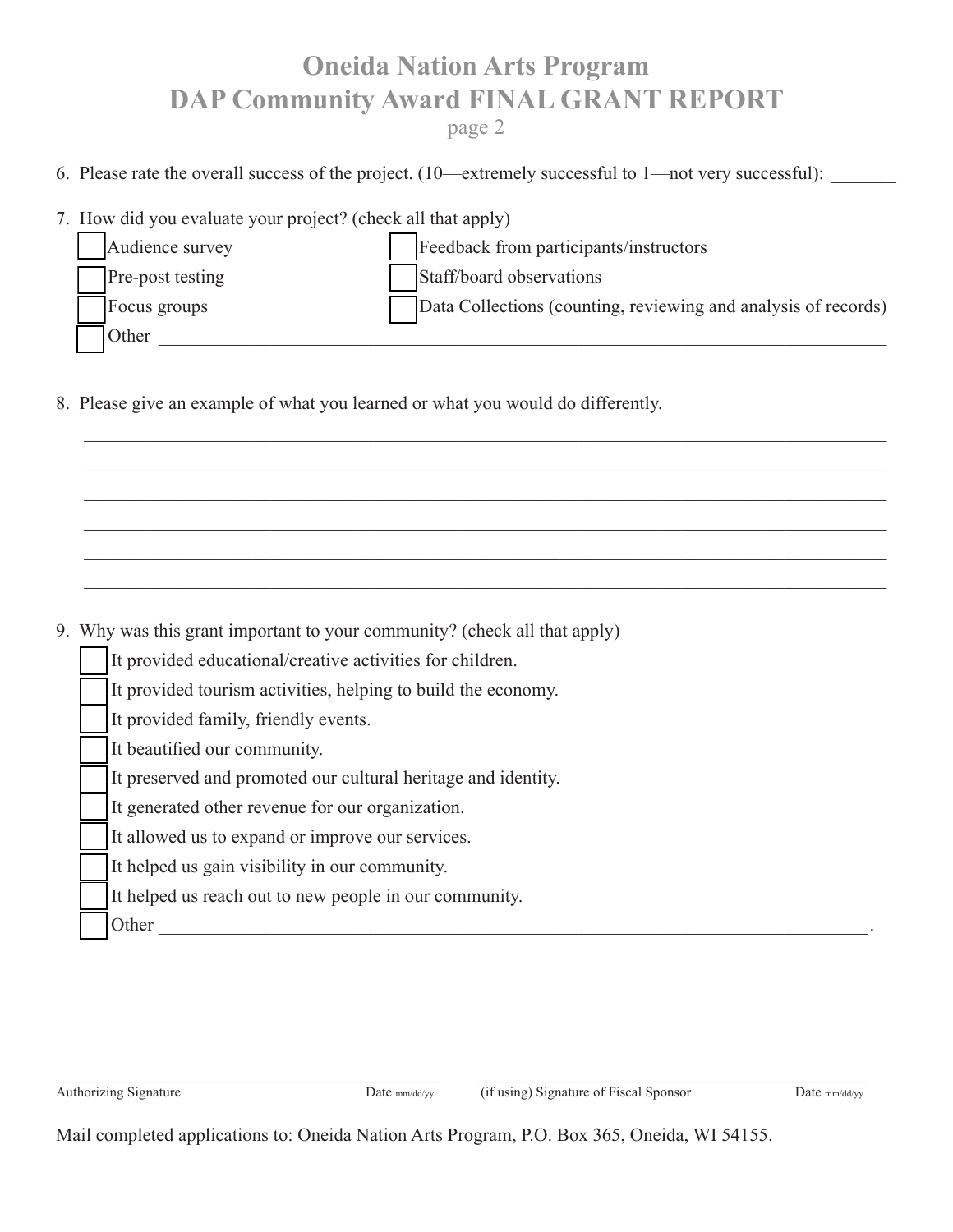# Oneida Nation Arts Program
# DAP Community Award FINAL GRANT REPORT

page 2

6. Please rate the overall success of the project. (10—extremely successful to 1—not very successful): _______

7. How did you evaluate your project? (check all that apply)

- [ ] Audience survey
- [ ] Feedback from participants/instructors
- [ ] Pre-post testing
- [ ] Staff/board observations
- [ ] Focus groups
- [ ] Data Collections (counting, reviewing and analysis of records)
- [ ] Other ______________________________________________________________________

8. Please give an example of what you learned or what you would do differently.

______________________________________________________________________

______________________________________________________________________

______________________________________________________________________

______________________________________________________________________

______________________________________________________________________

______________________________________________________________________

9. Why was this grant important to your community? (check all that apply)

- [ ] It provided educational/creative activities for children.
- [ ] It provided tourism activities, helping to build the economy.
- [ ] It provided family, friendly events.
- [ ] It beautified our community.
- [ ] It preserved and promoted our cultural heritage and identity.
- [ ] It generated other revenue for our organization.
- [ ] It allowed us to expand or improve our services.
- [ ] It helped us gain visibility in our community.
- [ ] It helped us reach out to new people in our community.
- [ ] Other ______________________________________________________________________.

______________________________________ ______________________________________

Authorizing Signature Date mm/dd/yy (if using) Signature of Fiscal Sponsor Date mm/dd/yy

Mail completed applications to: Oneida Nation Arts Program, P.O. Box 365, Oneida, WI 54155.